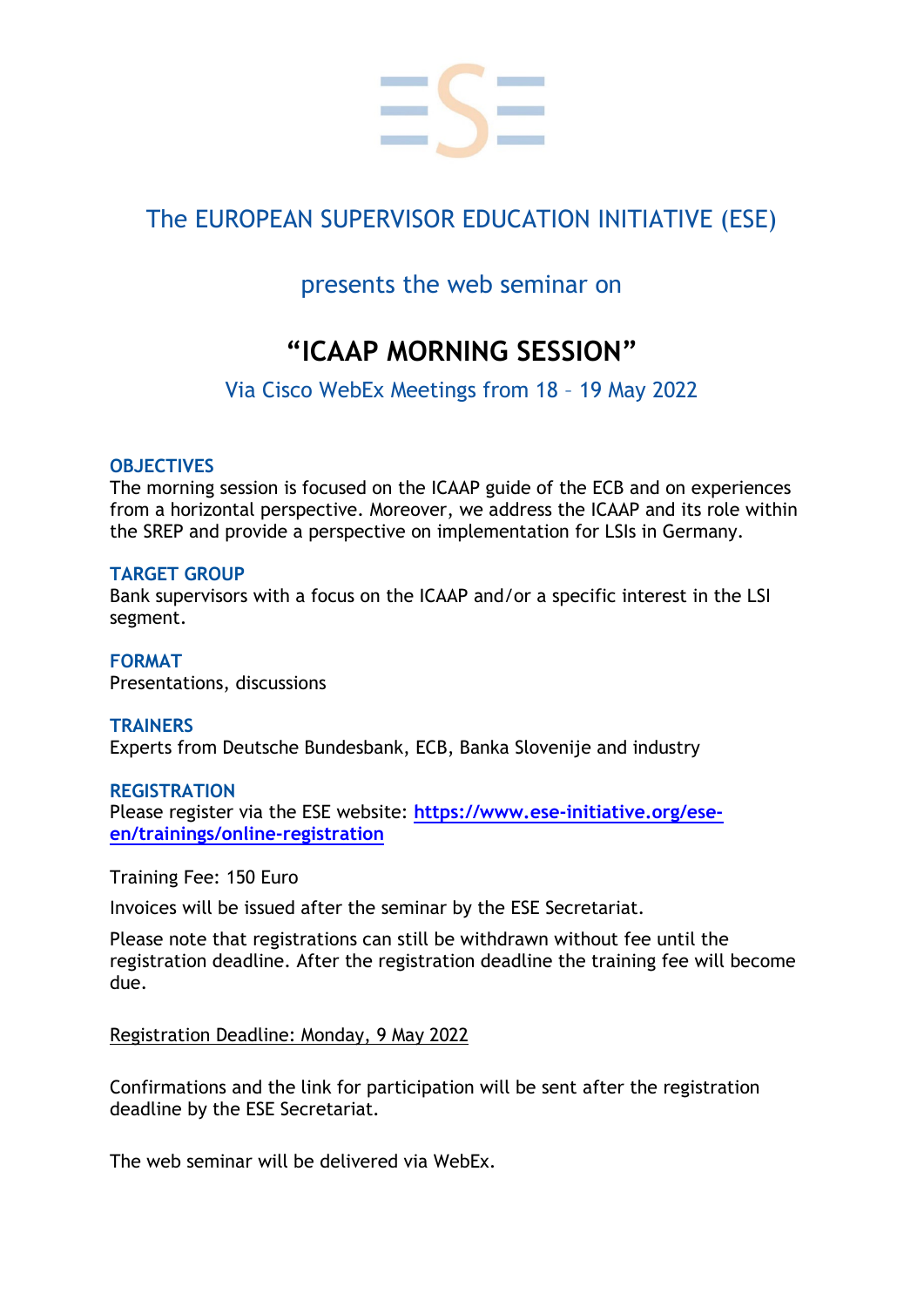The EUROPEAN SUPERVISOR EDUCATION INITIATIVE (ESE)

presents the web seminar on

# "ICAAP MORNING SESSION"

Via Cisco WebEx Meetings from 18 – 19 May 2022

**OBJECTIVES**
The morning session is focused on the ICAAP guide of the ECB and on experiences from a horizontal perspective. Moreover, we address the ICAAP and its role within the SREP and provide a perspective on implementation for LSIs in Germany.

**TARGET GROUP**
Bank supervisors with a focus on the ICAAP and/or a specific interest in the LSI segment.

**FORMAT**
Presentations, discussions

**TRAINERS**
Experts from Deutsche Bundesbank, ECB, Banka Slovenije and industry

**REGISTRATION**
Please register via the ESE website: **https://www.ese-initiative.org/ese-en/trainings/online-registration**

Training Fee: 150 Euro

Invoices will be issued after the seminar by the ESE Secretariat.

Please note that registrations can still be withdrawn without fee until the registration deadline. After the registration deadline the training fee will become due.

<u>Registration Deadline: Monday, 9 May 2022</u>

Confirmations and the link for participation will be sent after the registration deadline by the ESE Secretariat.

The web seminar will be delivered via WebEx.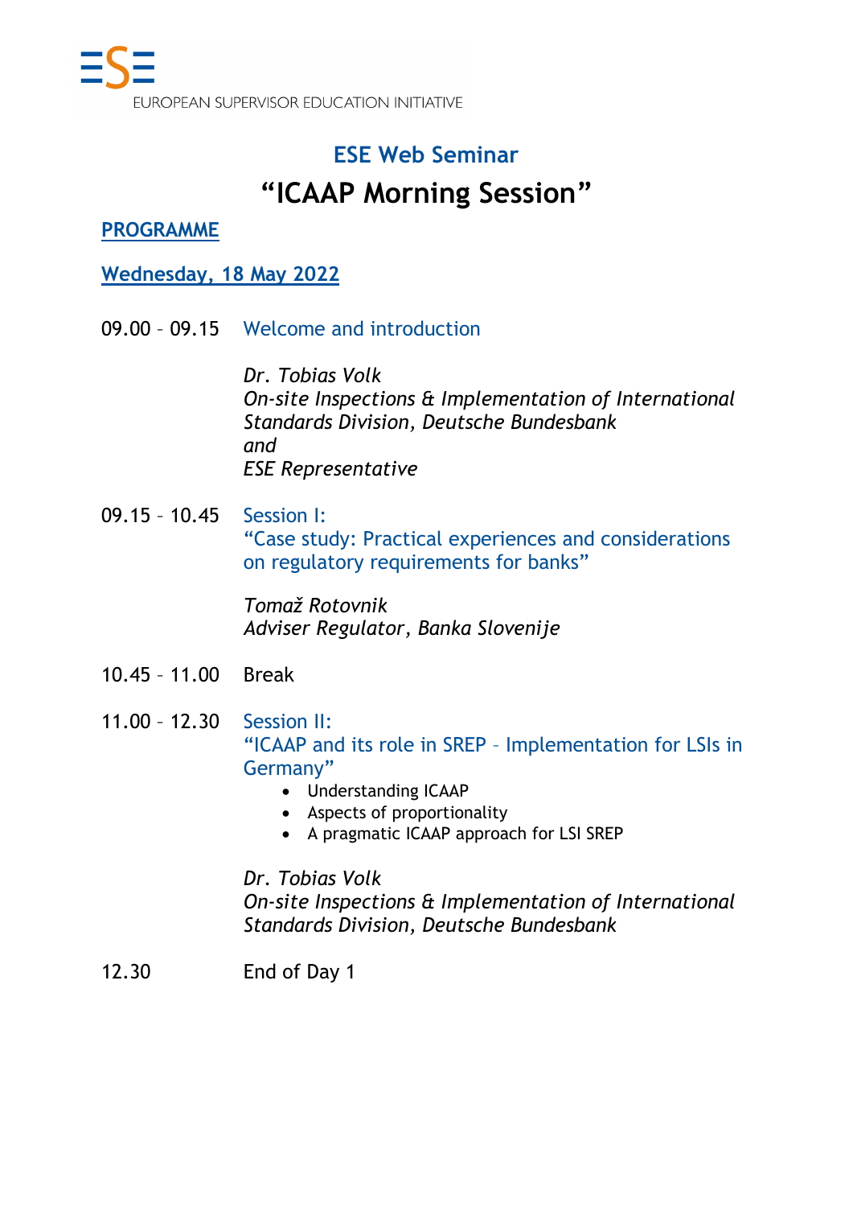EUROPEAN SUPERVISOR EDUCATION INITIATIVE

## ESE Web Seminar

# "ICAAP Morning Session"

**PROGRAMME**

**Wednesday, 18 May 2022**

09.00 – 09.15 Welcome and introduction

*Dr. Tobias Volk*
*On-site Inspections & Implementation of International Standards Division, Deutsche Bundesbank*
*and*
*ESE Representative*

09.15 – 10.45 Session I:
"Case study: Practical experiences and considerations on regulatory requirements for banks"

*Tomaž Rotovnik*
*Adviser Regulator, Banka Slovenije*

10.45 – 11.00 Break

11.00 – 12.30 Session II:
"ICAAP and its role in SREP – Implementation for LSIs in Germany"

- Understanding ICAAP
- Aspects of proportionality
- A pragmatic ICAAP approach for LSI SREP

*Dr. Tobias Volk*
*On-site Inspections & Implementation of International Standards Division, Deutsche Bundesbank*

12.30 End of Day 1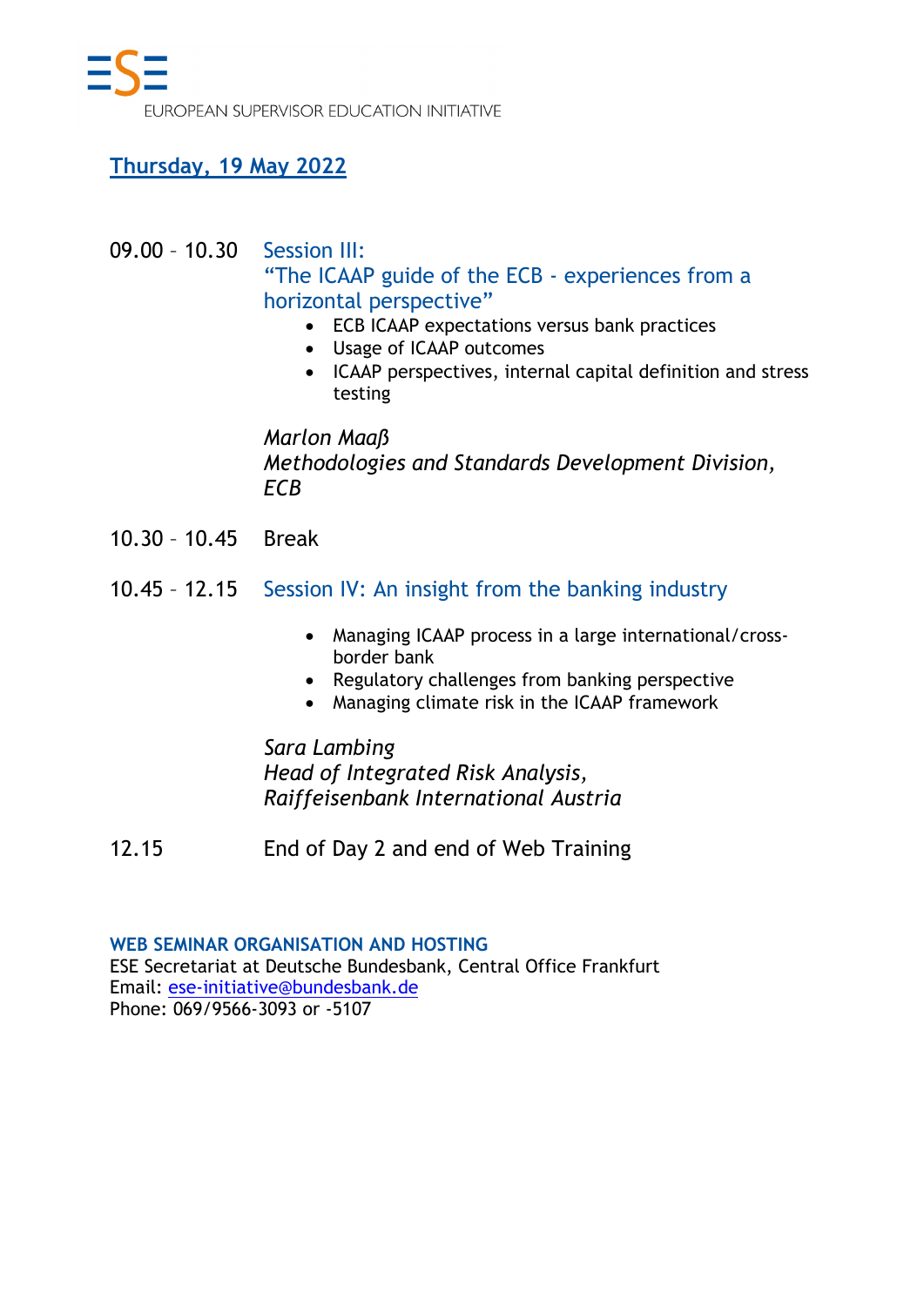ESE

EUROPEAN SUPERVISOR EDUCATION INITIATIVE

## Thursday, 19 May 2022

09.00 – 10.30 Session III:
"The ICAAP guide of the ECB - experiences from a horizontal perspective"

- ECB ICAAP expectations versus bank practices
- Usage of ICAAP outcomes
- ICAAP perspectives, internal capital definition and stress testing

*Marlon Maaß*
*Methodologies and Standards Development Division, ECB*

10.30 – 10.45 Break

10.45 – 12.15 Session IV: An insight from the banking industry

- Managing ICAAP process in a large international/cross-border bank
- Regulatory challenges from banking perspective
- Managing climate risk in the ICAAP framework

*Sara Lambing*
*Head of Integrated Risk Analysis,*
*Raiffeisenbank International Austria*

12.15 End of Day 2 and end of Web Training

**WEB SEMINAR ORGANISATION AND HOSTING**
ESE Secretariat at Deutsche Bundesbank, Central Office Frankfurt
Email: ese-initiative@bundesbank.de
Phone: 069/9566-3093 or -5107